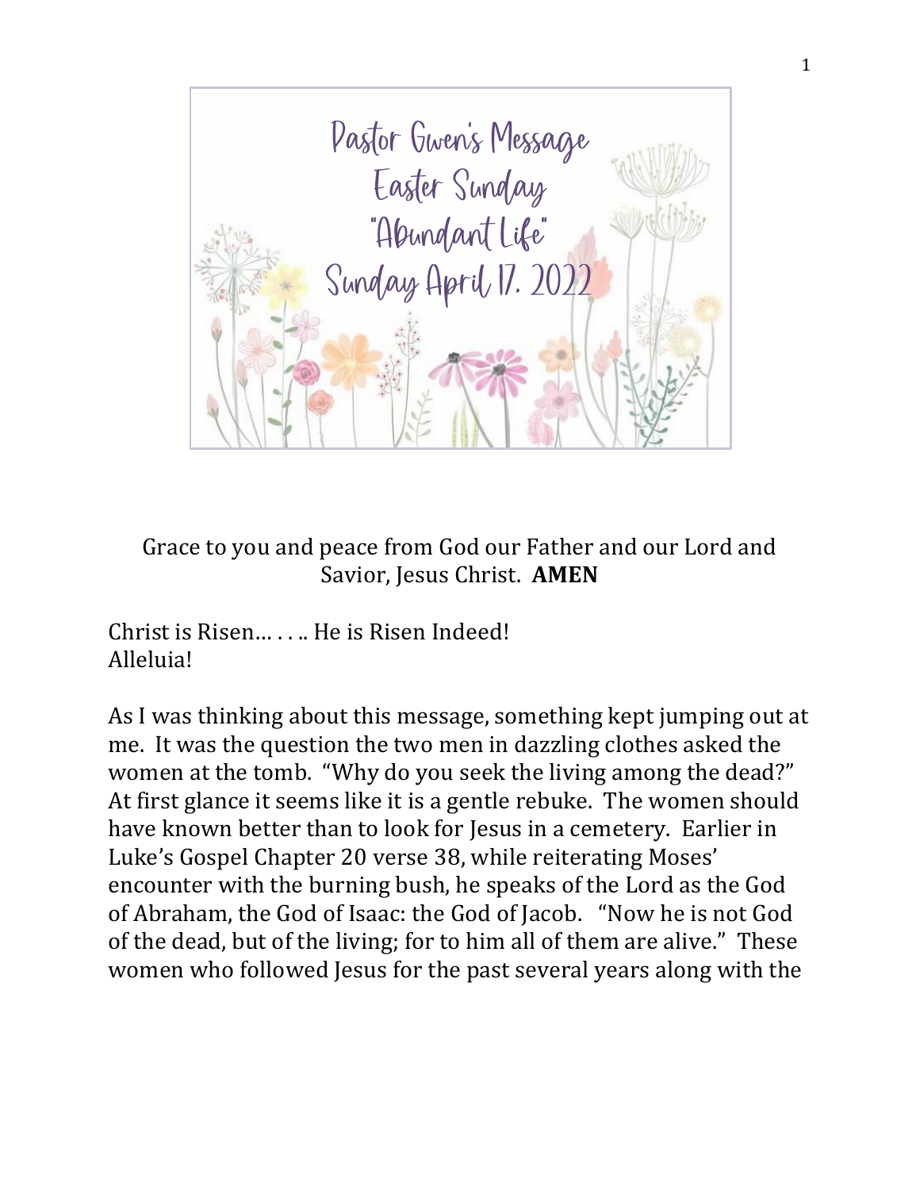# Pastor Gwen's Message
## Easter Sunday
## "Abundant Life"
## Sunday April 17. 2022

Grace to you and peace from God our Father and our Lord and Savior, Jesus Christ. **AMEN**

Christ is Risen… . . .. He is Risen Indeed!
Alleluia!

As I was thinking about this message, something kept jumping out at me. It was the question the two men in dazzling clothes asked the women at the tomb. "Why do you seek the living among the dead?" At first glance it seems like it is a gentle rebuke. The women should have known better than to look for Jesus in a cemetery. Earlier in Luke's Gospel Chapter 20 verse 38, while reiterating Moses' encounter with the burning bush, he speaks of the Lord as the God of Abraham, the God of Isaac: the God of Jacob. "Now he is not God of the dead, but of the living; for to him all of them are alive." These women who followed Jesus for the past several years along with the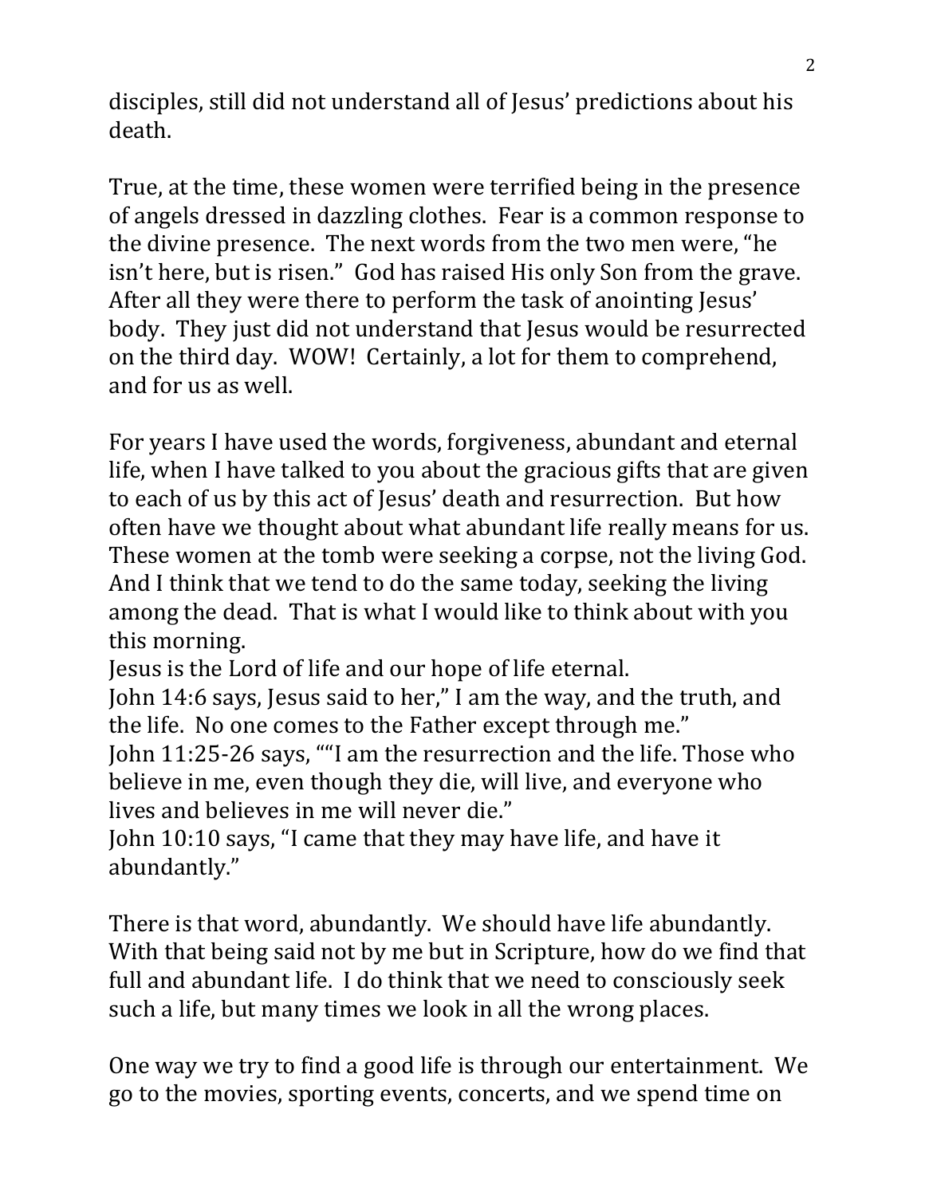disciples, still did not understand all of Jesus' predictions about his death.

True, at the time, these women were terrified being in the presence of angels dressed in dazzling clothes. Fear is a common response to the divine presence. The next words from the two men were, "he isn't here, but is risen." God has raised His only Son from the grave. After all they were there to perform the task of anointing Jesus' body. They just did not understand that Jesus would be resurrected on the third day. WOW! Certainly, a lot for them to comprehend, and for us as well.

For years I have used the words, forgiveness, abundant and eternal life, when I have talked to you about the gracious gifts that are given to each of us by this act of Jesus' death and resurrection. But how often have we thought about what abundant life really means for us. These women at the tomb were seeking a corpse, not the living God. And I think that we tend to do the same today, seeking the living among the dead. That is what I would like to think about with you this morning.

Jesus is the Lord of life and our hope of life eternal.

John 14:6 says, Jesus said to her," I am the way, and the truth, and the life. No one comes to the Father except through me."

John 11:25-26 says, ""I am the resurrection and the life. Those who believe in me, even though they die, will live, and everyone who lives and believes in me will never die."

John 10:10 says, "I came that they may have life, and have it abundantly."

There is that word, abundantly. We should have life abundantly. With that being said not by me but in Scripture, how do we find that full and abundant life. I do think that we need to consciously seek such a life, but many times we look in all the wrong places.

One way we try to find a good life is through our entertainment. We go to the movies, sporting events, concerts, and we spend time on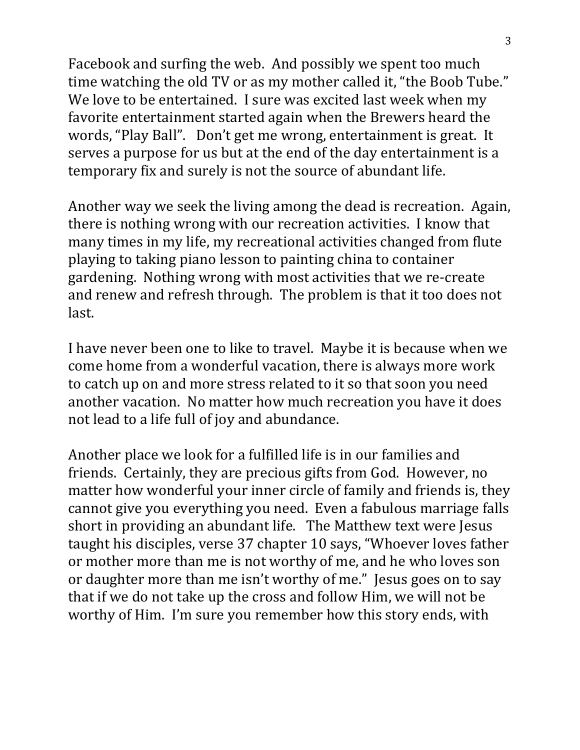Facebook and surfing the web. And possibly we spent too much time watching the old TV or as my mother called it, "the Boob Tube." We love to be entertained. I sure was excited last week when my favorite entertainment started again when the Brewers heard the words, "Play Ball". Don't get me wrong, entertainment is great. It serves a purpose for us but at the end of the day entertainment is a temporary fix and surely is not the source of abundant life.

Another way we seek the living among the dead is recreation. Again, there is nothing wrong with our recreation activities. I know that many times in my life, my recreational activities changed from flute playing to taking piano lesson to painting china to container gardening. Nothing wrong with most activities that we re-create and renew and refresh through. The problem is that it too does not last.

I have never been one to like to travel. Maybe it is because when we come home from a wonderful vacation, there is always more work to catch up on and more stress related to it so that soon you need another vacation. No matter how much recreation you have it does not lead to a life full of joy and abundance.

Another place we look for a fulfilled life is in our families and friends. Certainly, they are precious gifts from God. However, no matter how wonderful your inner circle of family and friends is, they cannot give you everything you need. Even a fabulous marriage falls short in providing an abundant life. The Matthew text were Jesus taught his disciples, verse 37 chapter 10 says, "Whoever loves father or mother more than me is not worthy of me, and he who loves son or daughter more than me isn't worthy of me." Jesus goes on to say that if we do not take up the cross and follow Him, we will not be worthy of Him. I'm sure you remember how this story ends, with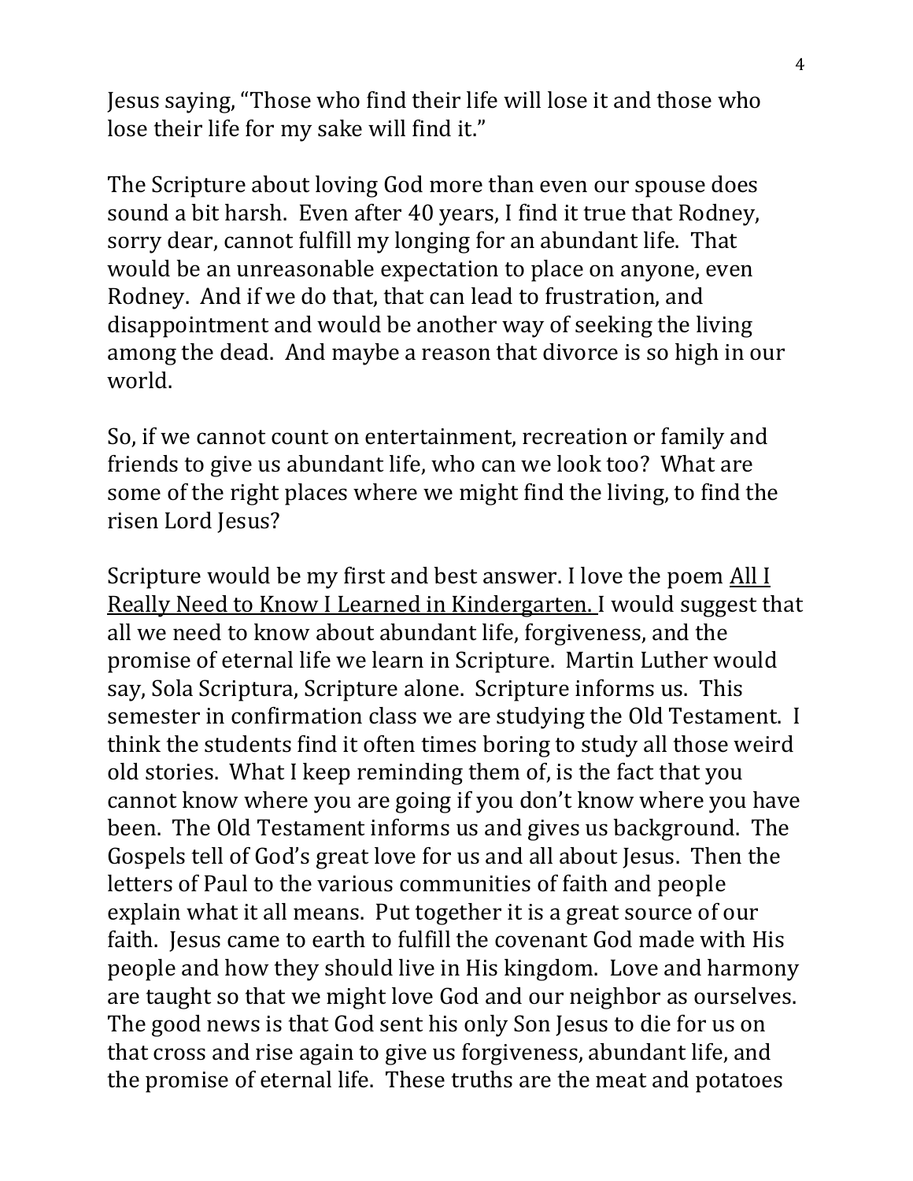Jesus saying, "Those who find their life will lose it and those who lose their life for my sake will find it."

The Scripture about loving God more than even our spouse does sound a bit harsh. Even after 40 years, I find it true that Rodney, sorry dear, cannot fulfill my longing for an abundant life. That would be an unreasonable expectation to place on anyone, even Rodney. And if we do that, that can lead to frustration, and disappointment and would be another way of seeking the living among the dead. And maybe a reason that divorce is so high in our world.

So, if we cannot count on entertainment, recreation or family and friends to give us abundant life, who can we look too? What are some of the right places where we might find the living, to find the risen Lord Jesus?

Scripture would be my first and best answer. I love the poem <u>All I Really Need to Know I Learned in Kindergarten.</u> I would suggest that all we need to know about abundant life, forgiveness, and the promise of eternal life we learn in Scripture. Martin Luther would say, Sola Scriptura, Scripture alone. Scripture informs us. This semester in confirmation class we are studying the Old Testament. I think the students find it often times boring to study all those weird old stories. What I keep reminding them of, is the fact that you cannot know where you are going if you don't know where you have been. The Old Testament informs us and gives us background. The Gospels tell of God's great love for us and all about Jesus. Then the letters of Paul to the various communities of faith and people explain what it all means. Put together it is a great source of our faith. Jesus came to earth to fulfill the covenant God made with His people and how they should live in His kingdom. Love and harmony are taught so that we might love God and our neighbor as ourselves. The good news is that God sent his only Son Jesus to die for us on that cross and rise again to give us forgiveness, abundant life, and the promise of eternal life. These truths are the meat and potatoes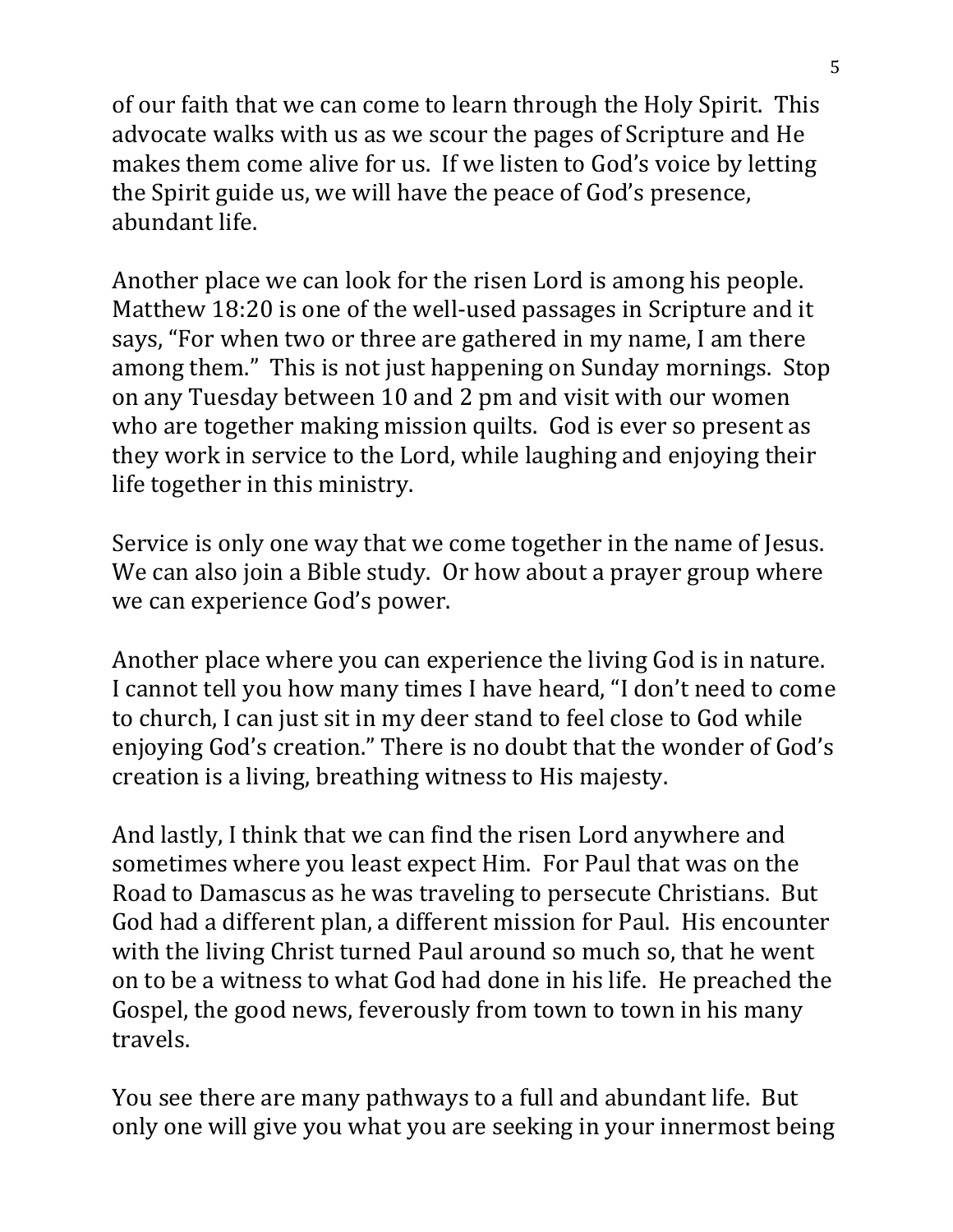of our faith that we can come to learn through the Holy Spirit. This advocate walks with us as we scour the pages of Scripture and He makes them come alive for us. If we listen to God's voice by letting the Spirit guide us, we will have the peace of God's presence, abundant life.

Another place we can look for the risen Lord is among his people. Matthew 18:20 is one of the well-used passages in Scripture and it says, "For when two or three are gathered in my name, I am there among them." This is not just happening on Sunday mornings. Stop on any Tuesday between 10 and 2 pm and visit with our women who are together making mission quilts. God is ever so present as they work in service to the Lord, while laughing and enjoying their life together in this ministry.

Service is only one way that we come together in the name of Jesus. We can also join a Bible study. Or how about a prayer group where we can experience God's power.

Another place where you can experience the living God is in nature. I cannot tell you how many times I have heard, "I don't need to come to church, I can just sit in my deer stand to feel close to God while enjoying God's creation." There is no doubt that the wonder of God's creation is a living, breathing witness to His majesty.

And lastly, I think that we can find the risen Lord anywhere and sometimes where you least expect Him. For Paul that was on the Road to Damascus as he was traveling to persecute Christians. But God had a different plan, a different mission for Paul. His encounter with the living Christ turned Paul around so much so, that he went on to be a witness to what God had done in his life. He preached the Gospel, the good news, feverously from town to town in his many travels.

You see there are many pathways to a full and abundant life. But only one will give you what you are seeking in your innermost being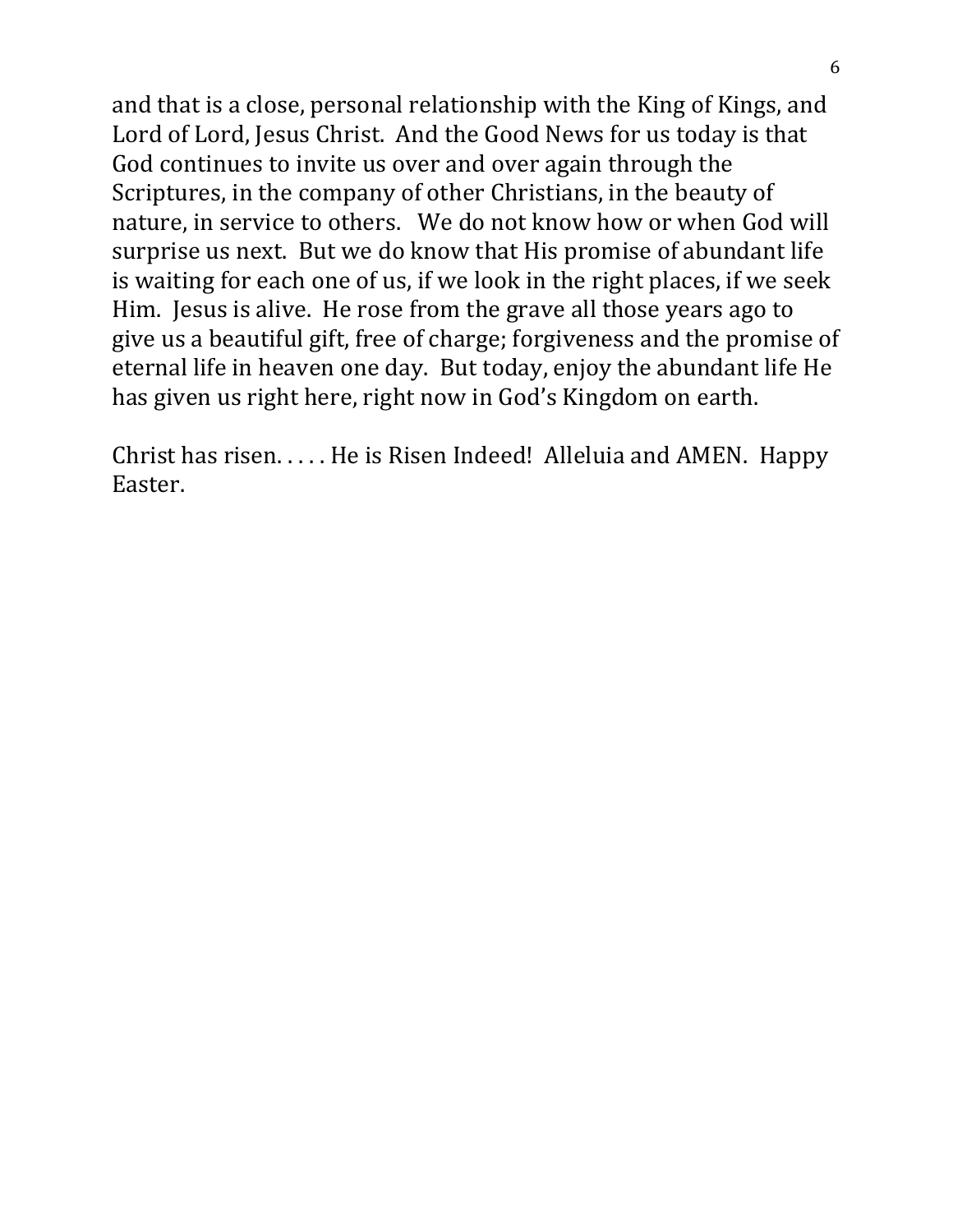and that is a close, personal relationship with the King of Kings, and Lord of Lord, Jesus Christ. And the Good News for us today is that God continues to invite us over and over again through the Scriptures, in the company of other Christians, in the beauty of nature, in service to others. We do not know how or when God will surprise us next. But we do know that His promise of abundant life is waiting for each one of us, if we look in the right places, if we seek Him. Jesus is alive. He rose from the grave all those years ago to give us a beautiful gift, free of charge; forgiveness and the promise of eternal life in heaven one day. But today, enjoy the abundant life He has given us right here, right now in God's Kingdom on earth.

Christ has risen. . . . . He is Risen Indeed! Alleluia and AMEN. Happy Easter.